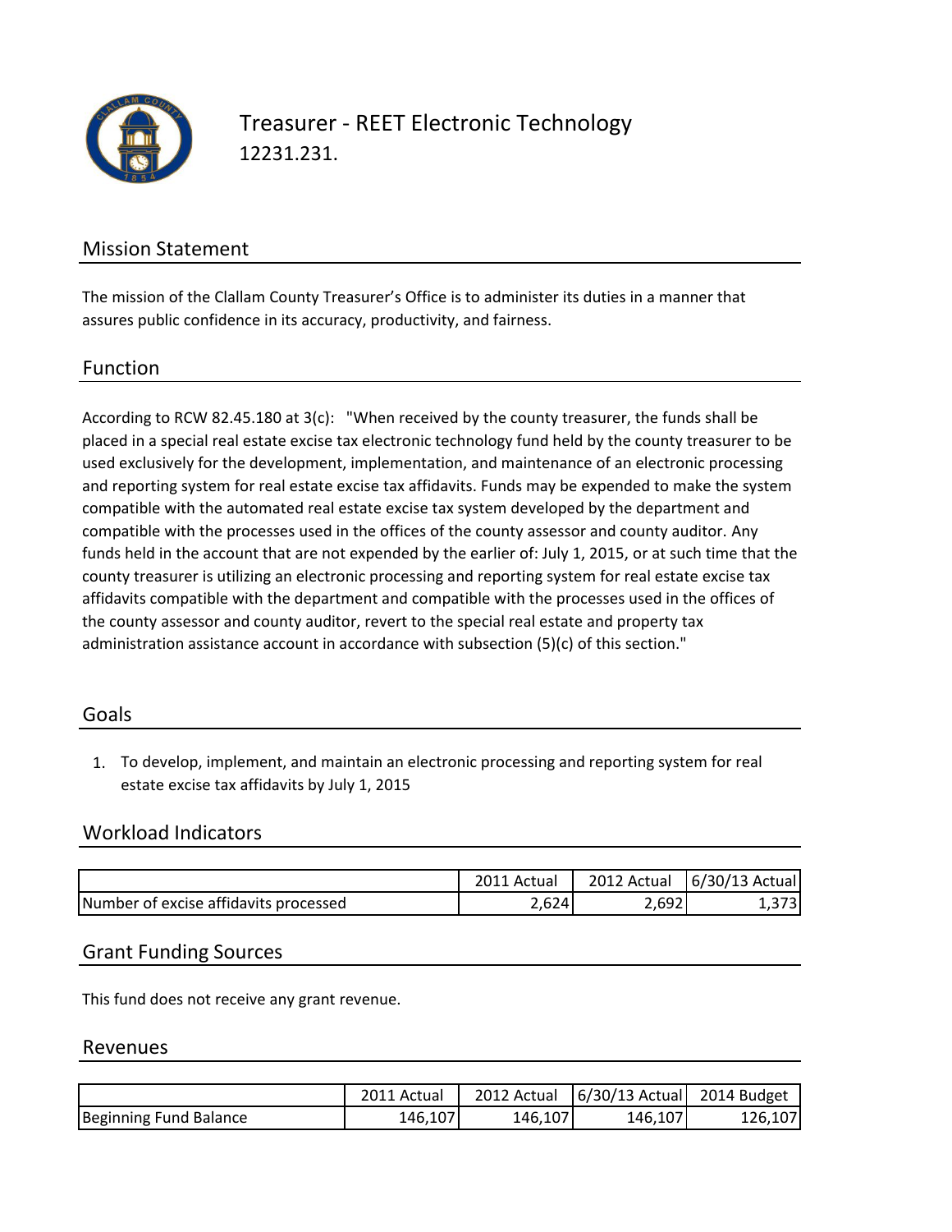# Treasurer - REET Electronic Technology

12231.231.

## Mission Statement

The mission of the Clallam County Treasurer's Office is to administer its duties in a manner that assures public confidence in its accuracy, productivity, and fairness.

## Function

According to RCW 82.45.180 at 3(c): "When received by the county treasurer, the funds shall be placed in a special real estate excise tax electronic technology fund held by the county treasurer to be used exclusively for the development, implementation, and maintenance of an electronic processing and reporting system for real estate excise tax affidavits. Funds may be expended to make the system compatible with the automated real estate excise tax system developed by the department and compatible with the processes used in the offices of the county assessor and county auditor. Any funds held in the account that are not expended by the earlier of: July 1, 2015, or at such time that the county treasurer is utilizing an electronic processing and reporting system for real estate excise tax affidavits compatible with the department and compatible with the processes used in the offices of the county assessor and county auditor, revert to the special real estate and property tax administration assistance account in accordance with subsection (5)(c) of this section."

## Goals

1. To develop, implement, and maintain an electronic processing and reporting system for real estate excise tax affidavits by July 1, 2015

## Workload Indicators

| | 2011 Actual | 2012 Actual | 6/30/13 Actual |
|---|---|---|---|
| Number of excise affidavits processed | 2,624 | 2,692 | 1,373 |

## Grant Funding Sources

This fund does not receive any grant revenue.

## Revenues

| | 2011 Actual | 2012 Actual | 6/30/13 Actual | 2014 Budget |
|---|---|---|---|---|
| Beginning Fund Balance | 146,107 | 146,107 | 146,107 | 126,107 |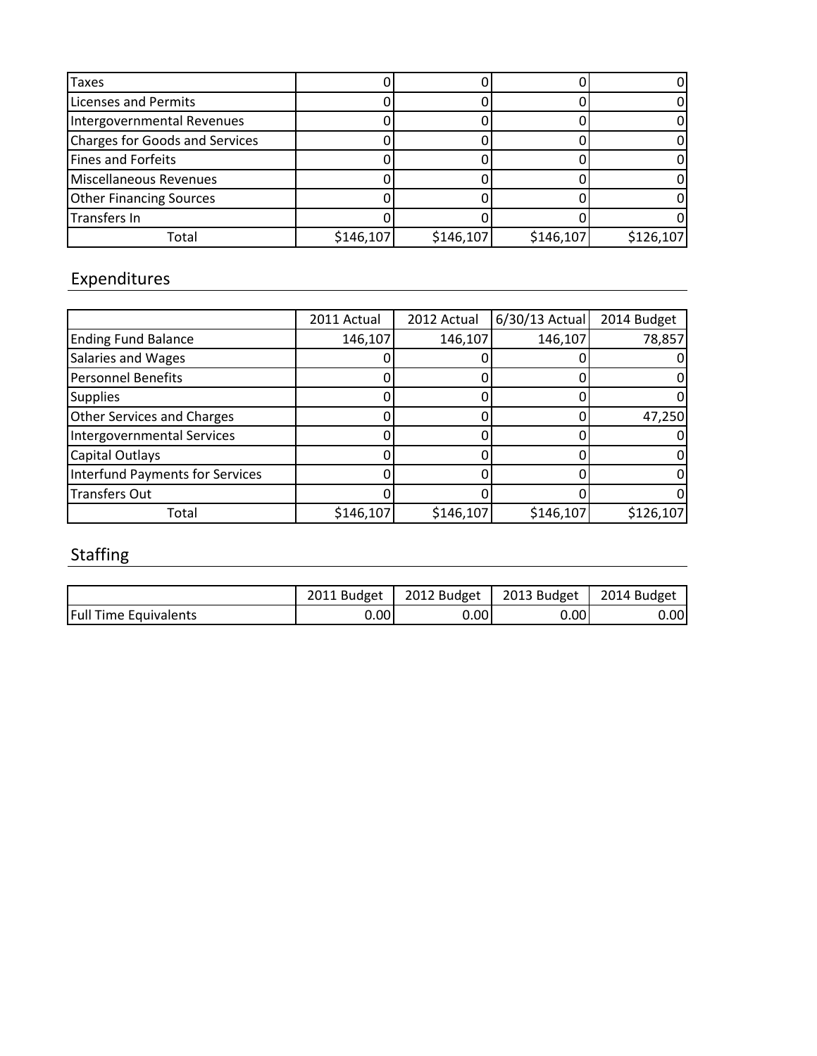| | | | | |
|---|---|---|---|---|
| Taxes | 0 | 0 | 0 | 0 |
| Licenses and Permits | 0 | 0 | 0 | 0 |
| Intergovernmental Revenues | 0 | 0 | 0 | 0 |
| Charges for Goods and Services | 0 | 0 | 0 | 0 |
| Fines and Forfeits | 0 | 0 | 0 | 0 |
| Miscellaneous Revenues | 0 | 0 | 0 | 0 |
| Other Financing Sources | 0 | 0 | 0 | 0 |
| Transfers In | 0 | 0 | 0 | 0 |
| Total | $146,107 | $146,107 | $146,107 | $126,107 |

## Expenditures

| | 2011 Actual | 2012 Actual | 6/30/13 Actual | 2014 Budget |
|---|---|---|---|---|
| Ending Fund Balance | 146,107 | 146,107 | 146,107 | 78,857 |
| Salaries and Wages | 0 | 0 | 0 | 0 |
| Personnel Benefits | 0 | 0 | 0 | 0 |
| Supplies | 0 | 0 | 0 | 0 |
| Other Services and Charges | 0 | 0 | 0 | 47,250 |
| Intergovernmental Services | 0 | 0 | 0 | 0 |
| Capital Outlays | 0 | 0 | 0 | 0 |
| Interfund Payments for Services | 0 | 0 | 0 | 0 |
| Transfers Out | 0 | 0 | 0 | 0 |
| Total | $146,107 | $146,107 | $146,107 | $126,107 |

## Staffing

| | 2011 Budget | 2012 Budget | 2013 Budget | 2014 Budget |
|---|---|---|---|---|
| Full Time Equivalents | 0.00 | 0.00 | 0.00 | 0.00 |